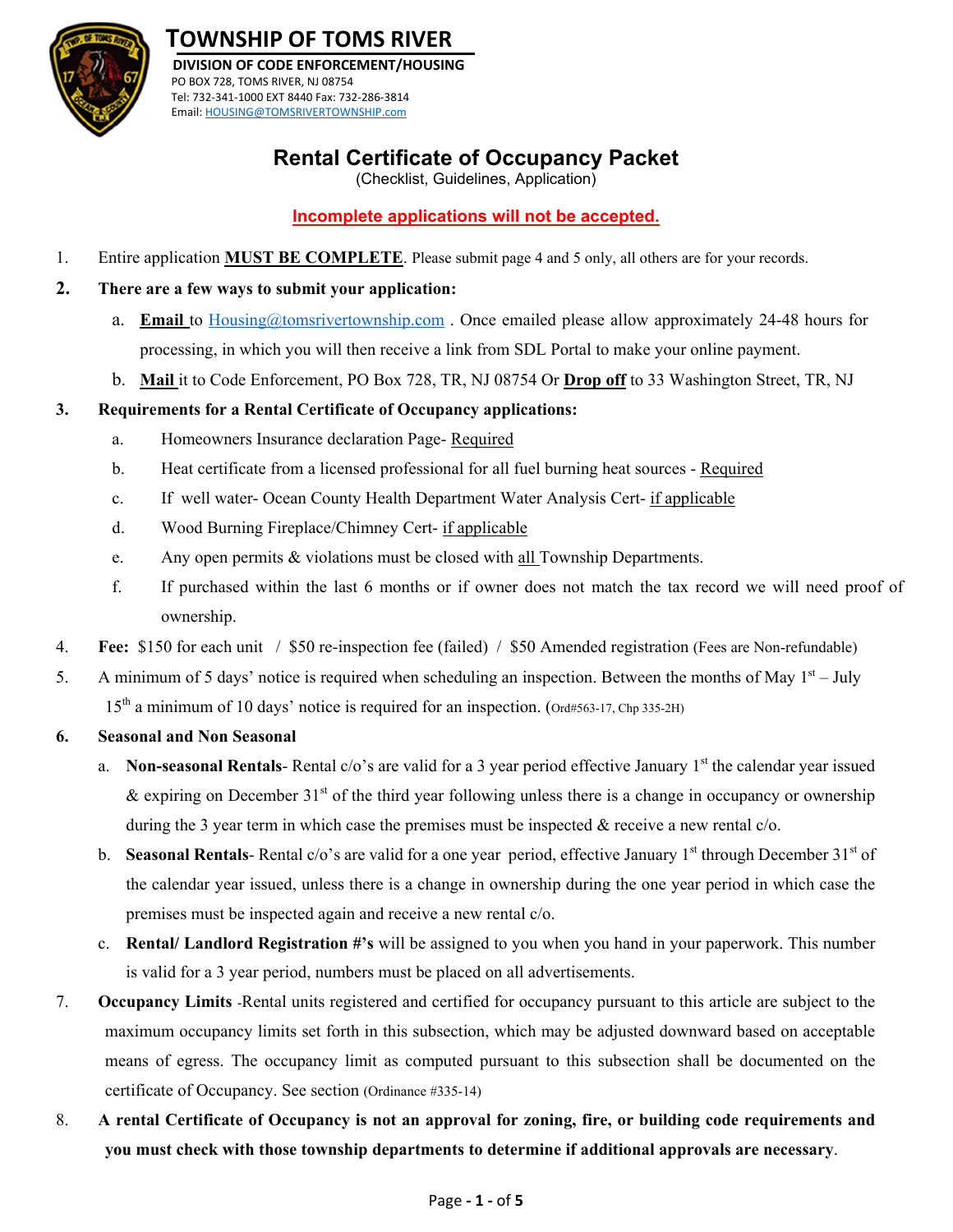# TOWNSHIP OF TOMS RIVER

**DIVISION OF CODE ENFORCEMENT/HOUSING**

PO BOX 728, TOMS RIVER, NJ 08754

Tel: 732-341-1000 EXT 8440 Fax: 732-286-3814

Email: HOUSING@TOMSRIVERTOWNSHIP.com

## Rental Certificate of Occupancy Packet

(Checklist, Guidelines, Application)

**Incomplete applications will not be accepted.**

1. Entire application **MUST BE COMPLETE**. Please submit page 4 and 5 only, all others are for your records.
2. **There are a few ways to submit your application:**
   a. **Email** to Housing@tomsrivertownship.com . Once emailed please allow approximately 24-48 hours for processing, in which you will then receive a link from SDL Portal to make your online payment.
   b. **Mail** it to Code Enforcement, PO Box 728, TR, NJ 08754 Or **Drop off** to 33 Washington Street, TR, NJ
3. **Requirements for a Rental Certificate of Occupancy applications:**
   a. Homeowners Insurance declaration Page- Required
   b. Heat certificate from a licensed professional for all fuel burning heat sources - Required
   c. If well water- Ocean County Health Department Water Analysis Cert- if applicable
   d. Wood Burning Fireplace/Chimney Cert- if applicable
   e. Any open permits & violations must be closed with all Township Departments.
   f. If purchased within the last 6 months or if owner does not match the tax record we will need proof of ownership.
4. **Fee:** $150 for each unit / $50 re-inspection fee (failed) / $50 Amended registration (Fees are Non-refundable)
5. A minimum of 5 days' notice is required when scheduling an inspection. Between the months of May 1st – July 15th a minimum of 10 days' notice is required for an inspection. (Ord#563-17, Chp 335-2H)
6. **Seasonal and Non Seasonal**
   a. **Non-seasonal Rentals**- Rental c/o's are valid for a 3 year period effective January 1st the calendar year issued & expiring on December 31st of the third year following unless there is a change in occupancy or ownership during the 3 year term in which case the premises must be inspected & receive a new rental c/o.
   b. **Seasonal Rentals**- Rental c/o's are valid for a one year period, effective January 1st through December 31st of the calendar year issued, unless there is a change in ownership during the one year period in which case the premises must be inspected again and receive a new rental c/o.
   c. **Rental/ Landlord Registration #'s** will be assigned to you when you hand in your paperwork. This number is valid for a 3 year period, numbers must be placed on all advertisements.
7. **Occupancy Limits** -Rental units registered and certified for occupancy pursuant to this article are subject to the maximum occupancy limits set forth in this subsection, which may be adjusted downward based on acceptable means of egress. The occupancy limit as computed pursuant to this subsection shall be documented on the certificate of Occupancy. See section (Ordinance #335-14)
8. **A rental Certificate of Occupancy is not an approval for zoning, fire, or building code requirements and you must check with those township departments to determine if additional approvals are necessary**.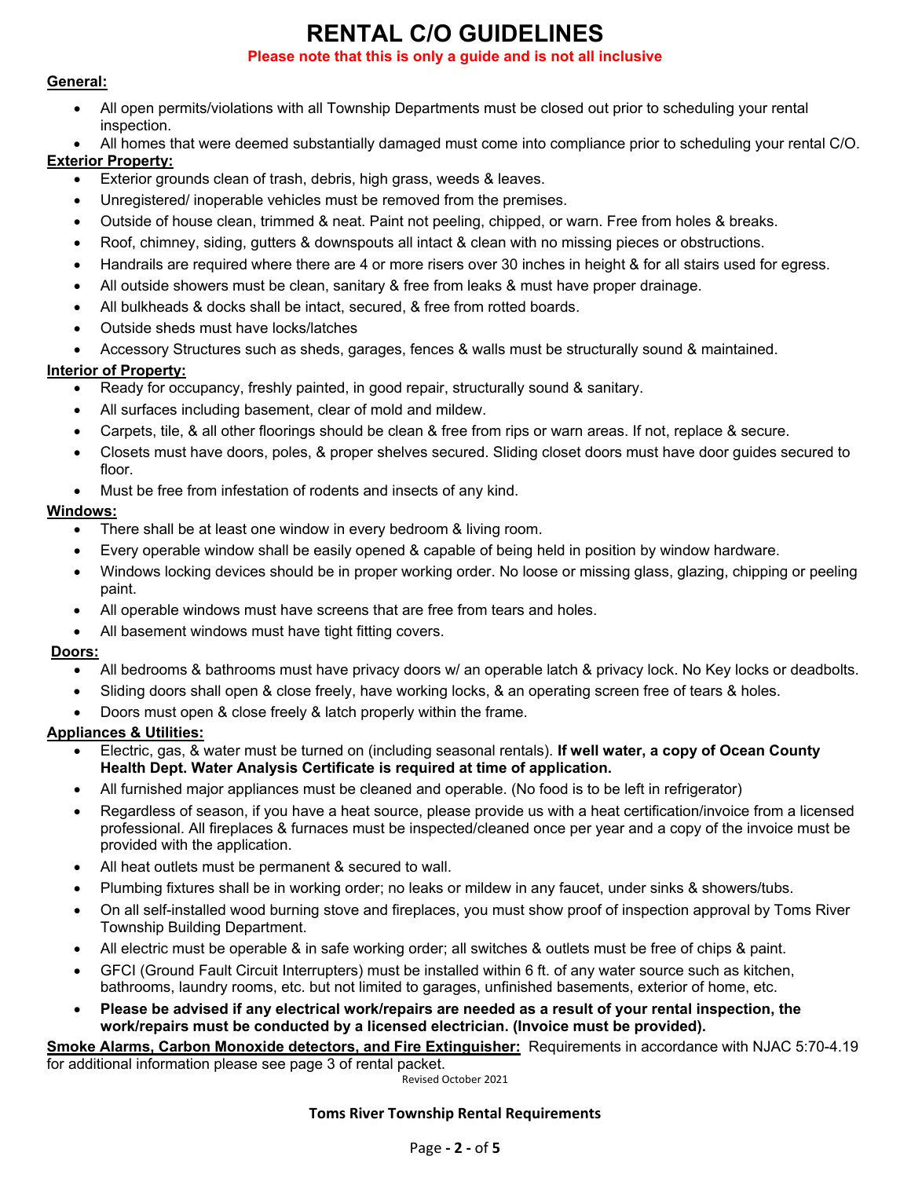# RENTAL C/O GUIDELINES

**Please note that this is only a guide and is not all inclusive**

**General:**

- All open permits/violations with all Township Departments must be closed out prior to scheduling your rental inspection.
- All homes that were deemed substantially damaged must come into compliance prior to scheduling your rental C/O.

**Exterior Property:**

- Exterior grounds clean of trash, debris, high grass, weeds & leaves.
- Unregistered/ inoperable vehicles must be removed from the premises.
- Outside of house clean, trimmed & neat. Paint not peeling, chipped, or warn. Free from holes & breaks.
- Roof, chimney, siding, gutters & downspouts all intact & clean with no missing pieces or obstructions.
- Handrails are required where there are 4 or more risers over 30 inches in height & for all stairs used for egress.
- All outside showers must be clean, sanitary & free from leaks & must have proper drainage.
- All bulkheads & docks shall be intact, secured, & free from rotted boards.
- Outside sheds must have locks/latches
- Accessory Structures such as sheds, garages, fences & walls must be structurally sound & maintained.

**Interior of Property:**

- Ready for occupancy, freshly painted, in good repair, structurally sound & sanitary.
- All surfaces including basement, clear of mold and mildew.
- Carpets, tile, & all other floorings should be clean & free from rips or warn areas. If not, replace & secure.
- Closets must have doors, poles, & proper shelves secured. Sliding closet doors must have door guides secured to floor.
- Must be free from infestation of rodents and insects of any kind.

**Windows:**

- There shall be at least one window in every bedroom & living room.
- Every operable window shall be easily opened & capable of being held in position by window hardware.
- Windows locking devices should be in proper working order. No loose or missing glass, glazing, chipping or peeling paint.
- All operable windows must have screens that are free from tears and holes.
- All basement windows must have tight fitting covers.

**Doors:**

- All bedrooms & bathrooms must have privacy doors w/ an operable latch & privacy lock. No Key locks or deadbolts.
- Sliding doors shall open & close freely, have working locks, & an operating screen free of tears & holes.
- Doors must open & close freely & latch properly within the frame.

**Appliances & Utilities:**

- Electric, gas, & water must be turned on (including seasonal rentals). **If well water, a copy of Ocean County Health Dept. Water Analysis Certificate is required at time of application.**
- All furnished major appliances must be cleaned and operable. (No food is to be left in refrigerator)
- Regardless of season, if you have a heat source, please provide us with a heat certification/invoice from a licensed professional. All fireplaces & furnaces must be inspected/cleaned once per year and a copy of the invoice must be provided with the application.
- All heat outlets must be permanent & secured to wall.
- Plumbing fixtures shall be in working order; no leaks or mildew in any faucet, under sinks & showers/tubs.
- On all self-installed wood burning stove and fireplaces, you must show proof of inspection approval by Toms River Township Building Department.
- All electric must be operable & in safe working order; all switches & outlets must be free of chips & paint.
- GFCI (Ground Fault Circuit Interrupters) must be installed within 6 ft. of any water source such as kitchen, bathrooms, laundry rooms, etc. but not limited to garages, unfinished basements, exterior of home, etc.
- **Please be advised if any electrical work/repairs are needed as a result of your rental inspection, the work/repairs must be conducted by a licensed electrician. (Invoice must be provided).**

**Smoke Alarms, Carbon Monoxide detectors, and Fire Extinguisher:** Requirements in accordance with NJAC 5:70-4.19 for additional information please see page 3 of rental packet.

Revised October 2021

**Toms River Township Rental Requirements**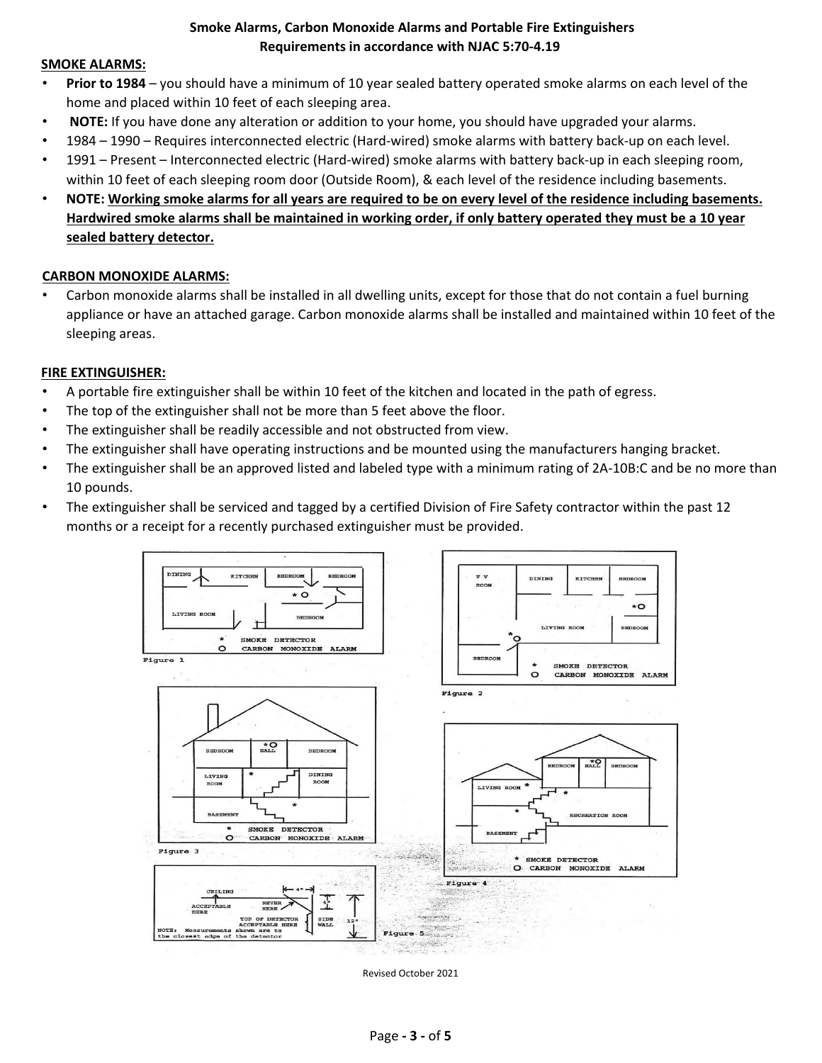# Smoke Alarms, Carbon Monoxide Alarms and Portable Fire Extinguishers Requirements in accordance with NJAC 5:70-4.19

## SMOKE ALARMS:

- **Prior to 1984** – you should have a minimum of 10 year sealed battery operated smoke alarms on each level of the home and placed within 10 feet of each sleeping area.
- **NOTE:** If you have done any alteration or addition to your home, you should have upgraded your alarms.
- 1984 – 1990 – Requires interconnected electric (Hard-wired) smoke alarms with battery back-up on each level.
- 1991 – Present – Interconnected electric (Hard-wired) smoke alarms with battery back-up in each sleeping room, within 10 feet of each sleeping room door (Outside Room), & each level of the residence including basements.
- **NOTE: Working smoke alarms for all years are required to be on every level of the residence including basements. Hardwired smoke alarms shall be maintained in working order, if only battery operated they must be a 10 year sealed battery detector.**

## CARBON MONOXIDE ALARMS:

- Carbon monoxide alarms shall be installed in all dwelling units, except for those that do not contain a fuel burning appliance or have an attached garage. Carbon monoxide alarms shall be installed and maintained within 10 feet of the sleeping areas.

## FIRE EXTINGUISHER:

- A portable fire extinguisher shall be within 10 feet of the kitchen and located in the path of egress.
- The top of the extinguisher shall not be more than 5 feet above the floor.
- The extinguisher shall be readily accessible and not obstructed from view.
- The extinguisher shall have operating instructions and be mounted using the manufacturers hanging bracket.
- The extinguisher shall be an approved listed and labeled type with a minimum rating of 2A-10B:C and be no more than 10 pounds.
- The extinguisher shall be serviced and tagged by a certified Division of Fire Safety contractor within the past 12 months or a receipt for a recently purchased extinguisher must be provided.

Figure 1

Figure 2

Figure 3

Figure 4

Figure 5

Revised October 2021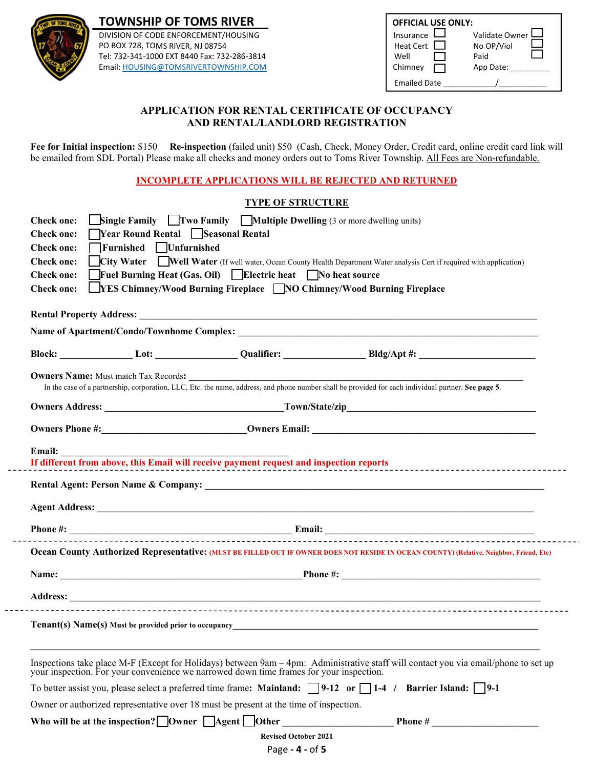# TOWNSHIP OF TOMS RIVER

DIVISION OF CODE ENFORCEMENT/HOUSING
PO BOX 728, TOMS RIVER, NJ 08754
Tel: 732-341-1000 EXT 8440 Fax: 732-286-3814
Email: HOUSING@TOMSRIVERTOWNSHIP.COM

| OFFICIAL USE ONLY: | | | |
|---|---|---|---|
| Insurance | ☐ | Validate Owner | ☐ |
| Heat Cert | ☐ | No OP/Viol | ☐ |
| Well | ☐ | Paid | ☐ |
| Chimney | ☐ | App Date: _________ | |
| Emailed Date ____________/___________ | | | |

## APPLICATION FOR RENTAL CERTIFICATE OF OCCUPANCY AND RENTAL/LANDLORD REGISTRATION

**Fee for Initial inspection:** $150 **Re-inspection** (failed unit) $50 (Cash, Check, Money Order, Credit card, online credit card link will be emailed from SDL Portal) Please make all checks and money orders out to Toms River Township. All Fees are Non-refundable.

**INCOMPLETE APPLICATIONS WILL BE REJECTED AND RETURNED**

### TYPE OF STRUCTURE

**Check one:** ☐ **Single Family** ☐ **Two Family** ☐ **Multiple Dwelling** (3 or more dwelling units)

**Check one:** ☐ **Year Round Rental** ☐ **Seasonal Rental**

**Check one:** ☐ **Furnished** ☐ **Unfurnished**

**Check one:** ☐ **City Water** ☐ **Well Water** (If well water, Ocean County Health Department Water analysis Cert if required with application)

**Check one:** ☐ **Fuel Burning Heat (Gas, Oil)** ☐ **Electric heat** ☐ **No heat source**

**Check one:** ☐ **YES Chimney/Wood Burning Fireplace** ☐ **NO Chimney/Wood Burning Fireplace**

**Rental Property Address:** ______________________________________________

**Name of Apartment/Condo/Townhome Complex:** ______________________________

**Block:** ____________ **Lot:** ______________ **Qualifier:** ______________ **Bldg/Apt #:** ____________________

**Owners Name:** Must match Tax Records**:** ______________________________________________
In the case of a partnership, corporation, LLC, Etc. the name, address, and phone number shall be provided for each individual partner. **See page 5**.

**Owners Address:** ________________________________ **Town/State/zip** ____________________________________

**Owners Phone #:** ___________________________ **Owners Email:** ________________________________________

**Email:** ________________________________________
**If different from above, this Email will receive payment request and inspection reports**

---

**Rental Agent: Person Name & Company:** ______________________________________________

**Agent Address:** ____________________________________________________________

**Phone #:** ______________________________________ **Email:** _______________________________________

---

**Ocean County Authorized Representative:** (MUST BE FILLED OUT IF OWNER DOES NOT RESIDE IN OCEAN COUNTY) (Relative, Neighbor, Friend, Etc)

**Name:** ____________________________________________ **Phone #:** ____________________________________

**Address:** ______________________________________________________________________

---

**Tenant(s) Name(s) Must be provided prior to occupancy** ______________________________________________

______________________________________________________________________________________

Inspections take place M-F (Except for Holidays) between 9am – 4pm: Administrative staff will contact you via email/phone to set up your inspection. For your convenience we narrowed down time frames for your inspection.

To better assist you, please select a preferred time frame**: Mainland:** ☐ **9-12 or** ☐ **1-4 / Barrier Island:** ☐ **9-1**

Owner or authorized representative over 18 must be present at the time of inspection.

**Who will be at the inspection?** ☐ **Owner** ☐ **Agent** ☐ **Other** ____________________ **Phone #** ____________________

**Revised October 2021**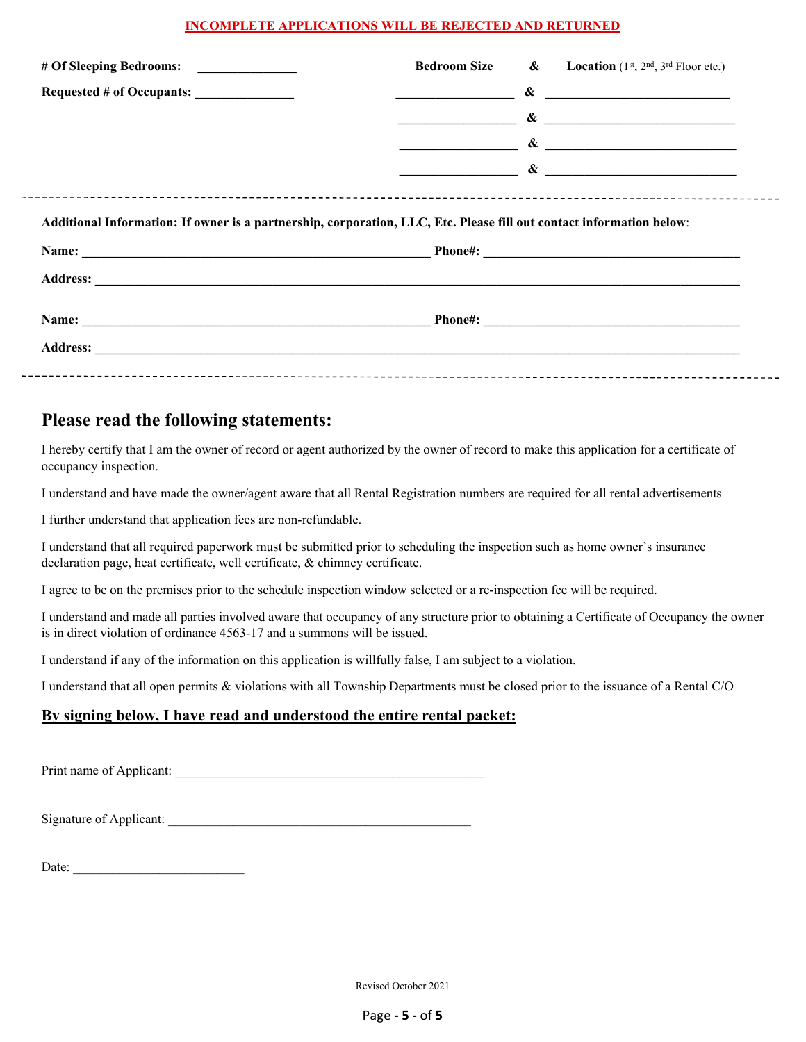**INCOMPLETE APPLICATIONS WILL BE REJECTED AND RETURNED**

**# Of Sleeping Bedrooms:** ______________

**Requested # of Occupants:** ______________

| **Bedroom Size** | **&** | **Location** (1st, 2nd, 3rd Floor etc.) |
|---|---|---|
| ______________ | & | ______________________ |
| ______________ | & | ______________________ |
| ______________ | & | ______________________ |
| ______________ | & | ______________________ |

---

**Additional Information: If owner is a partnership, corporation, LLC, Etc. Please fill out contact information below**:

**Name:** ____________________________________________ **Phone#:** ______________________________

**Address:** ______________________________________________________________________________

**Name:** ____________________________________________ **Phone#:** ______________________________

**Address:** ______________________________________________________________________________

---

## Please read the following statements:

I hereby certify that I am the owner of record or agent authorized by the owner of record to make this application for a certificate of occupancy inspection.

I understand and have made the owner/agent aware that all Rental Registration numbers are required for all rental advertisements

I further understand that application fees are non-refundable.

I understand that all required paperwork must be submitted prior to scheduling the inspection such as home owner's insurance declaration page, heat certificate, well certificate, & chimney certificate.

I agree to be on the premises prior to the schedule inspection window selected or a re-inspection fee will be required.

I understand and made all parties involved aware that occupancy of any structure prior to obtaining a Certificate of Occupancy the owner is in direct violation of ordinance 4563-17 and a summons will be issued.

I understand if any of the information on this application is willfully false, I am subject to a violation.

I understand that all open permits & violations with all Township Departments must be closed prior to the issuance of a Rental C/O

**By signing below, I have read and understood the entire rental packet:**

Print name of Applicant: ________________________________________

Signature of Applicant: ________________________________________

Date: ______________________

Revised October 2021